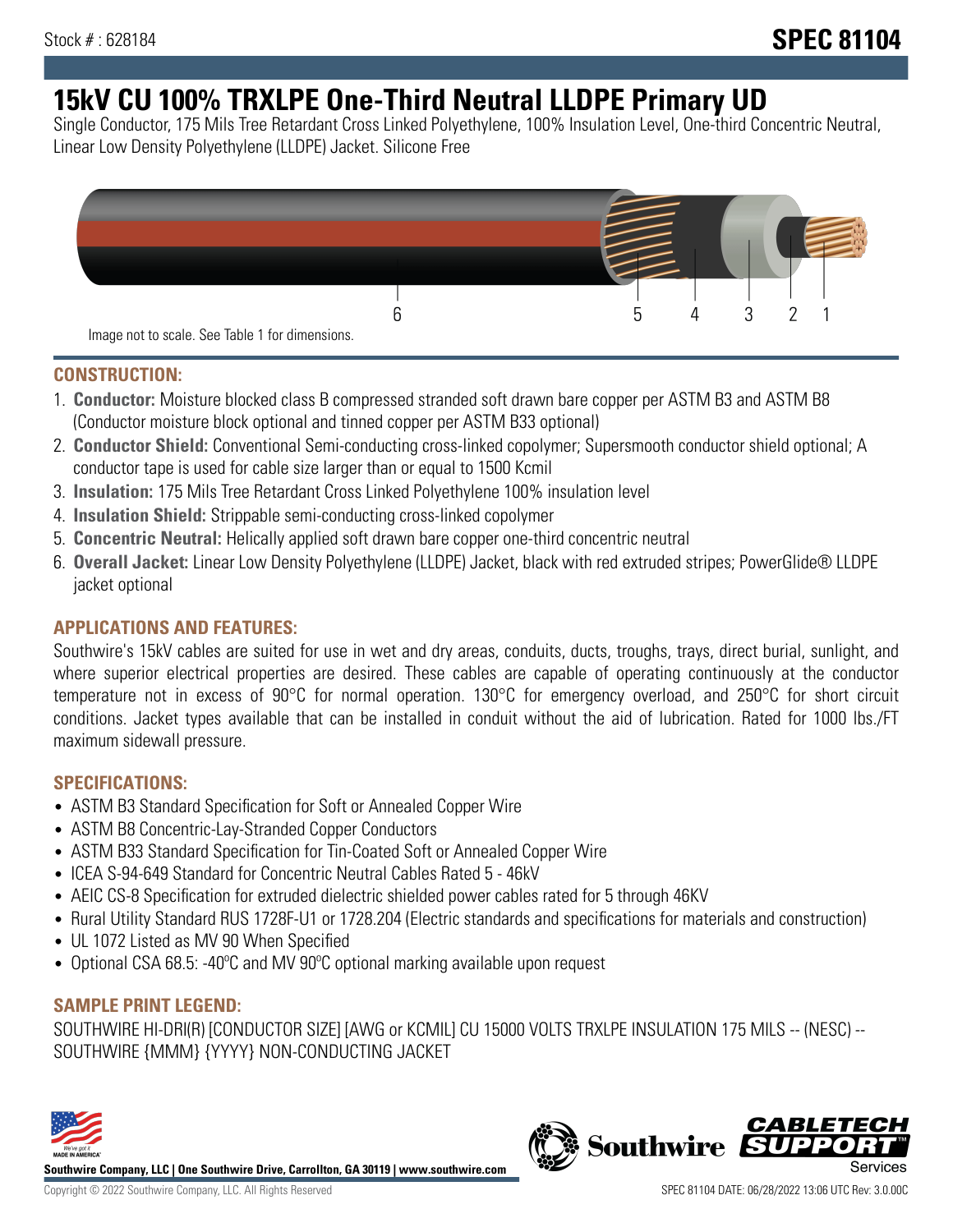Stock # : 628184

# SPEC 81104

# 15kV CU 100% TRXLPE One-Third Neutral LLDPE Primary UD

Single Conductor, 175 Mils Tree Retardant Cross Linked Polyethylene, 100% Insulation Level, One-third Concentric Neutral, Linear Low Density Polyethylene (LLDPE) Jacket. Silicone Free

6 5 4 3 2 1

Image not to scale. See Table 1 for dimensions.

## CONSTRUCTION:

1. **Conductor:** Moisture blocked class B compressed stranded soft drawn bare copper per ASTM B3 and ASTM B8 (Conductor moisture block optional and tinned copper per ASTM B33 optional)
2. **Conductor Shield:** Conventional Semi-conducting cross-linked copolymer; Supersmooth conductor shield optional; A conductor tape is used for cable size larger than or equal to 1500 Kcmil
3. **Insulation:** 175 Mils Tree Retardant Cross Linked Polyethylene 100% insulation level
4. **Insulation Shield:** Strippable semi-conducting cross-linked copolymer
5. **Concentric Neutral:** Helically applied soft drawn bare copper one-third concentric neutral
6. **Overall Jacket:** Linear Low Density Polyethylene (LLDPE) Jacket, black with red extruded stripes; PowerGlide® LLDPE jacket optional

## APPLICATIONS AND FEATURES:

Southwire's 15kV cables are suited for use in wet and dry areas, conduits, ducts, troughs, trays, direct burial, sunlight, and where superior electrical properties are desired. These cables are capable of operating continuously at the conductor temperature not in excess of 90°C for normal operation. 130°C for emergency overload, and 250°C for short circuit conditions. Jacket types available that can be installed in conduit without the aid of lubrication. Rated for 1000 lbs./FT maximum sidewall pressure.

## SPECIFICATIONS:

- ASTM B3 Standard Specification for Soft or Annealed Copper Wire
- ASTM B8 Concentric-Lay-Stranded Copper Conductors
- ASTM B33 Standard Specification for Tin-Coated Soft or Annealed Copper Wire
- ICEA S-94-649 Standard for Concentric Neutral Cables Rated 5 - 46kV
- AEIC CS-8 Specification for extruded dielectric shielded power cables rated for 5 through 46KV
- Rural Utility Standard RUS 1728F-U1 or 1728.204 (Electric standards and specifications for materials and construction)
- UL 1072 Listed as MV 90 When Specified
- Optional CSA 68.5: -40ºC and MV 90ºC optional marking available upon request

## SAMPLE PRINT LEGEND:

SOUTHWIRE HI-DRI(R) [CONDUCTOR SIZE] [AWG or KCMIL] CU 15000 VOLTS TRXLPE INSULATION 175 MILS -- (NESC) -- SOUTHWIRE {MMM} {YYYY} NON-CONDUCTING JACKET

**Southwire Company, LLC | One Southwire Drive, Carrollton, GA 30119 | www.southwire.com**

Copyright © 2022 Southwire Company, LLC. All Rights Reserved

SPEC 81104 DATE: 06/28/2022 13:06 UTC Rev: 3.0.00C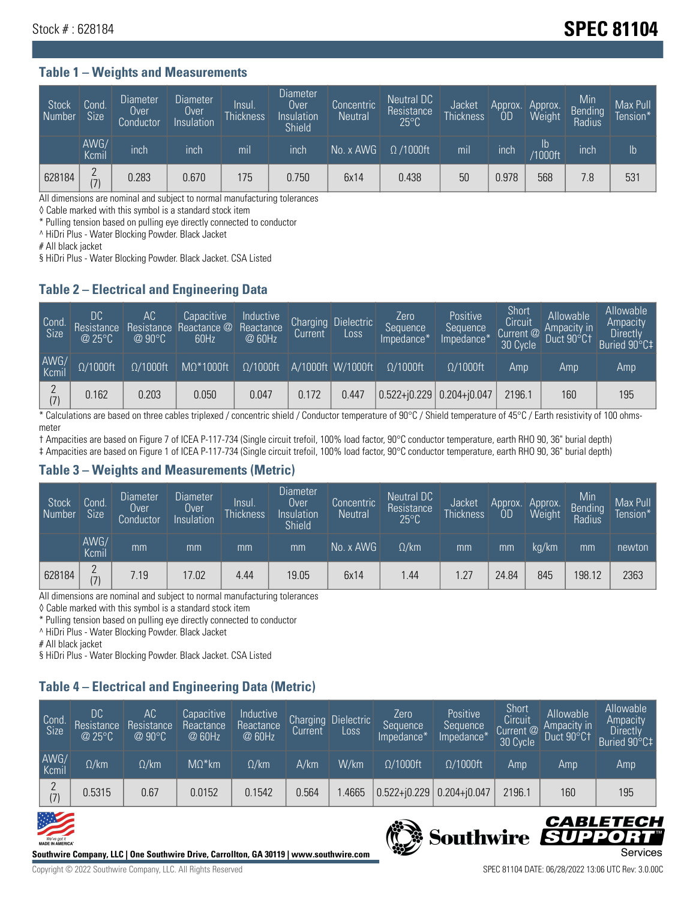Stock # : 628184

# SPEC 81104

## Table 1 – Weights and Measurements

| Stock Number | Cond. Size | Diameter Over Conductor | Diameter Over Insulation | Insul. Thickness | Diameter Over Insulation Shield | Concentric Neutral | Neutral DC Resistance 25°C | Jacket Thickness | Approx. OD | Approx. Weight | Min Bending Radius | Max Pull Tension* |
|---|---|---|---|---|---|---|---|---|---|---|---|---|
| | AWG/ Kcmil | inch | inch | mil | inch | No. x AWG | Ω /1000ft | mil | inch | lb /1000ft | inch | lb |
| 628184 | 2 (7) | 0.283 | 0.670 | 175 | 0.750 | 6x14 | 0.438 | 50 | 0.978 | 568 | 7.8 | 531 |

All dimensions are nominal and subject to normal manufacturing tolerances

◊ Cable marked with this symbol is a standard stock item

* Pulling tension based on pulling eye directly connected to conductor

^ HiDri Plus - Water Blocking Powder. Black Jacket

# All black jacket

§ HiDri Plus - Water Blocking Powder. Black Jacket. CSA Listed

## Table 2 – Electrical and Engineering Data

| Cond. Size | DC Resistance @ 25°C | AC Resistance @ 90°C | Capacitive Reactance @ 60Hz | Inductive Reactance @ 60Hz | Charging Current | Dielectric Loss | Zero Sequence Impedance* | Positive Sequence Impedance* | Short Circuit Current @ 30 Cycle | Allowable Ampacity in Duct 90°C† | Allowable Ampacity Directly Buried 90°C‡ |
|---|---|---|---|---|---|---|---|---|---|---|---|
| AWG/ Kcmil | Ω/1000ft | Ω/1000ft | MΩ*1000ft | Ω/1000ft | A/1000ft | W/1000ft | Ω/1000ft | Ω/1000ft | Amp | Amp | Amp |
| 2 (7) | 0.162 | 0.203 | 0.050 | 0.047 | 0.172 | 0.447 | 0.522+j0.229 | 0.204+j0.047 | 2196.1 | 160 | 195 |

* Calculations are based on three cables triplexed / concentric shield / Conductor temperature of 90°C / Shield temperature of 45°C / Earth resistivity of 100 ohms-meter

† Ampacities are based on Figure 7 of ICEA P-117-734 (Single circuit trefoil, 100% load factor, 90°C conductor temperature, earth RHO 90, 36" burial depth)

‡ Ampacities are based on Figure 1 of ICEA P-117-734 (Single circuit trefoil, 100% load factor, 90°C conductor temperature, earth RHO 90, 36" burial depth)

## Table 3 – Weights and Measurements (Metric)

| Stock Number | Cond. Size | Diameter Over Conductor | Diameter Over Insulation | Insul. Thickness | Diameter Over Insulation Shield | Concentric Neutral | Neutral DC Resistance 25°C | Jacket Thickness | Approx. OD | Approx. Weight | Min Bending Radius | Max Pull Tension* |
|---|---|---|---|---|---|---|---|---|---|---|---|---|
| | AWG/ Kcmil | mm | mm | mm | mm | No. x AWG | Ω/km | mm | mm | kg/km | mm | newton |
| 628184 | 2 (7) | 7.19 | 17.02 | 4.44 | 19.05 | 6x14 | 1.44 | 1.27 | 24.84 | 845 | 198.12 | 2363 |

All dimensions are nominal and subject to normal manufacturing tolerances

◊ Cable marked with this symbol is a standard stock item

* Pulling tension based on pulling eye directly connected to conductor

^ HiDri Plus - Water Blocking Powder. Black Jacket

# All black jacket

§ HiDri Plus - Water Blocking Powder. Black Jacket. CSA Listed

## Table 4 – Electrical and Engineering Data (Metric)

| Cond. Size | DC Resistance @ 25°C | AC Resistance @ 90°C | Capacitive Reactance @ 60Hz | Inductive Reactance @ 60Hz | Charging Current | Dielectric Loss | Zero Sequence Impedance* | Positive Sequence Impedance* | Short Circuit Current @ 30 Cycle | Allowable Ampacity in Duct 90°C† | Allowable Ampacity Directly Buried 90°C‡ |
|---|---|---|---|---|---|---|---|---|---|---|---|
| AWG/ Kcmil | Ω/km | Ω/km | MΩ*km | Ω/km | A/km | W/km | Ω/1000ft | Ω/1000ft | Amp | Amp | Amp |
| 2 (7) | 0.5315 | 0.67 | 0.0152 | 0.1542 | 0.564 | 1.4665 | 0.522+j0.229 | 0.204+j0.047 | 2196.1 | 160 | 195 |

Southwire Company, LLC | One Southwire Drive, Carrollton, GA 30119 | www.southwire.com

Copyright © 2022 Southwire Company, LLC. All Rights Reserved

SPEC 81104 DATE: 06/28/2022 13:06 UTC Rev: 3.0.00C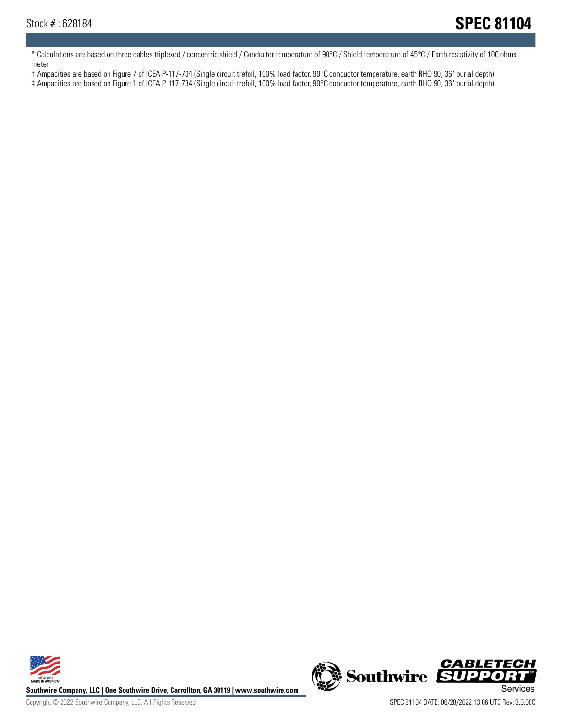* Calculations are based on three cables triplexed / concentric shield / Conductor temperature of 90°C / Shield temperature of 45°C / Earth resistivity of 100 ohms-meter

† Ampacities are based on Figure 7 of ICEA P-117-734 (Single circuit trefoil, 100% load factor, 90°C conductor temperature, earth RHO 90, 36" burial depth)

‡ Ampacities are based on Figure 1 of ICEA P-117-734 (Single circuit trefoil, 100% load factor, 90°C conductor temperature, earth RHO 90, 36" burial depth)